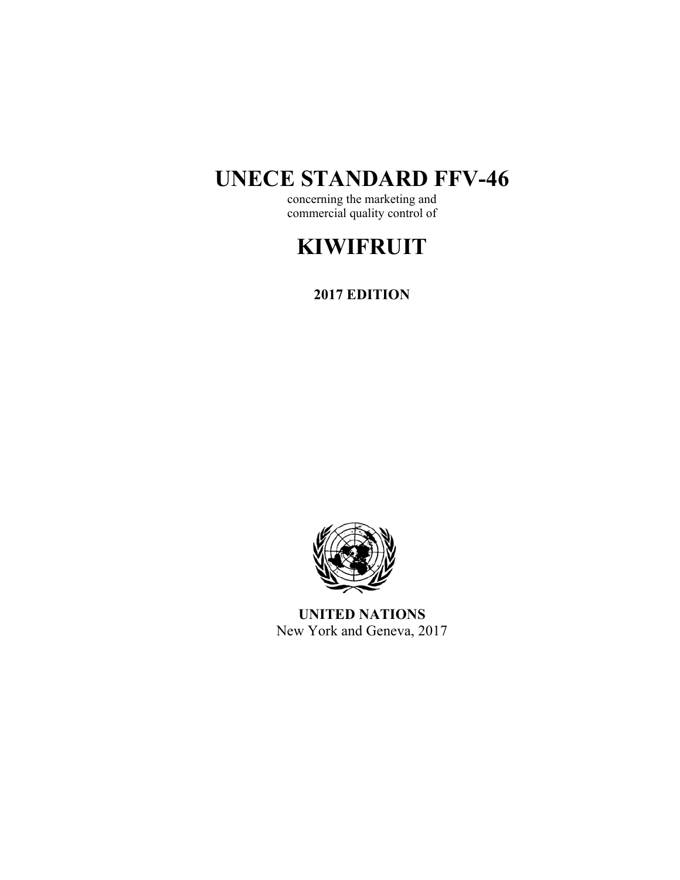# UNECE STANDARD FFV-46

concerning the marketing and
commercial quality control of

# KIWIFRUIT

**2017 EDITION**

**UNITED NATIONS**
New York and Geneva, 2017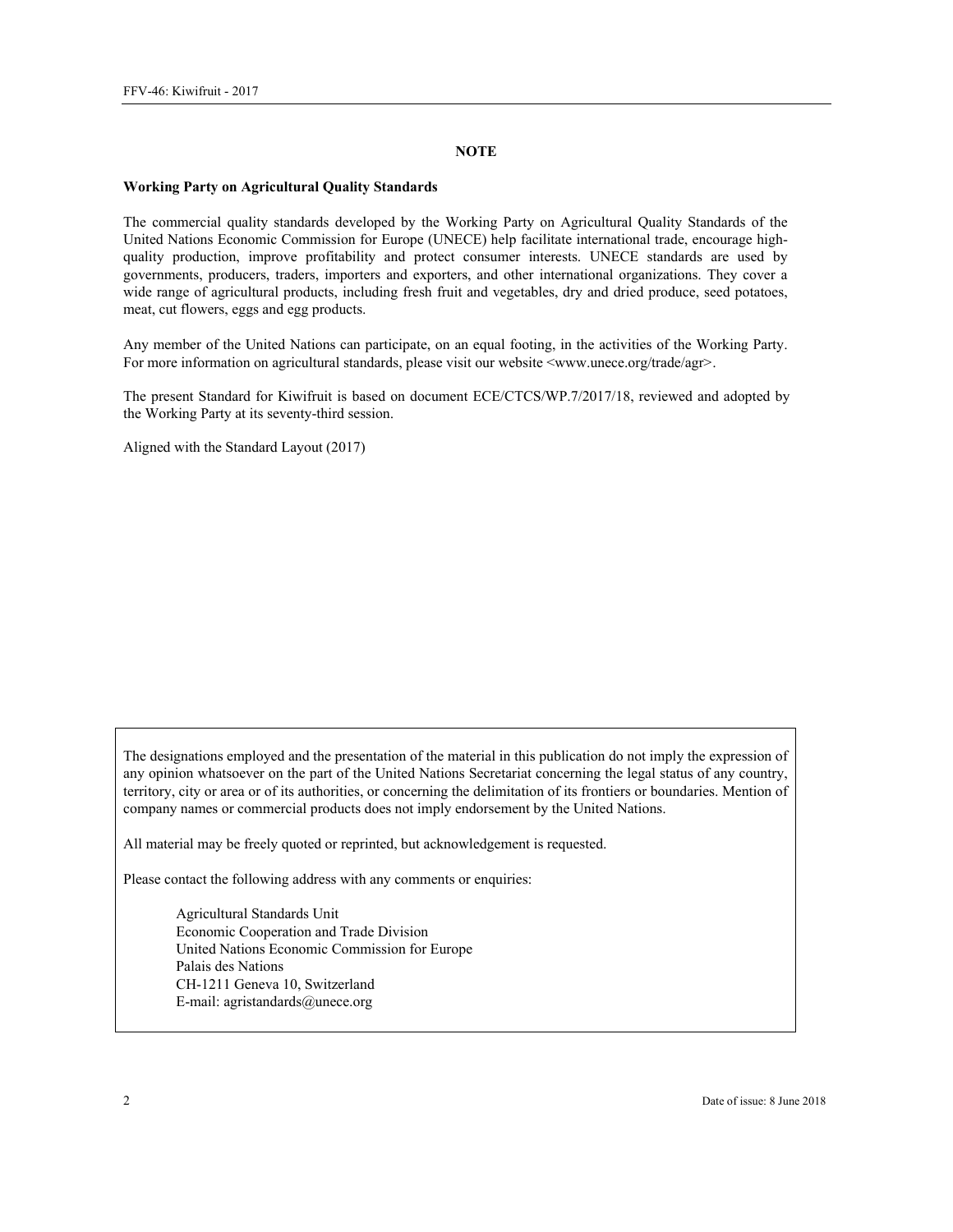## NOTE

**Working Party on Agricultural Quality Standards**

The commercial quality standards developed by the Working Party on Agricultural Quality Standards of the United Nations Economic Commission for Europe (UNECE) help facilitate international trade, encourage high-quality production, improve profitability and protect consumer interests. UNECE standards are used by governments, producers, traders, importers and exporters, and other international organizations. They cover a wide range of agricultural products, including fresh fruit and vegetables, dry and dried produce, seed potatoes, meat, cut flowers, eggs and egg products.

Any member of the United Nations can participate, on an equal footing, in the activities of the Working Party. For more information on agricultural standards, please visit our website <www.unece.org/trade/agr>.

The present Standard for Kiwifruit is based on document ECE/CTCS/WP.7/2017/18, reviewed and adopted by the Working Party at its seventy-third session.

Aligned with the Standard Layout (2017)

The designations employed and the presentation of the material in this publication do not imply the expression of any opinion whatsoever on the part of the United Nations Secretariat concerning the legal status of any country, territory, city or area or of its authorities, or concerning the delimitation of its frontiers or boundaries. Mention of company names or commercial products does not imply endorsement by the United Nations.

All material may be freely quoted or reprinted, but acknowledgement is requested.

Please contact the following address with any comments or enquiries:

Agricultural Standards Unit
Economic Cooperation and Trade Division
United Nations Economic Commission for Europe
Palais des Nations
CH-1211 Geneva 10, Switzerland
E-mail: agristandards@unece.org

Date of issue: 8 June 2018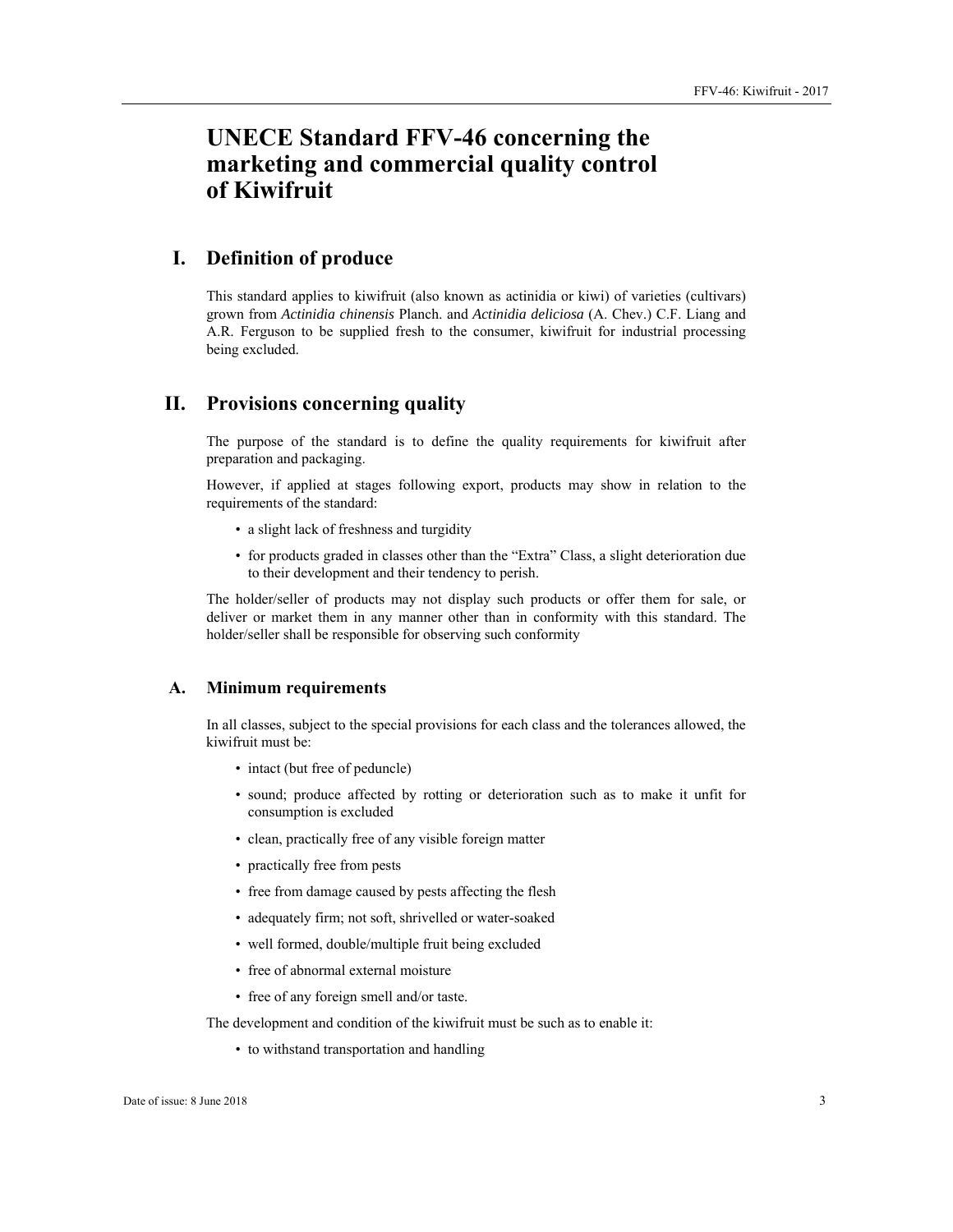# UNECE Standard FFV-46 concerning the marketing and commercial quality control of Kiwifruit

## I. Definition of produce

This standard applies to kiwifruit (also known as actinidia or kiwi) of varieties (cultivars) grown from *Actinidia chinensis* Planch. and *Actinidia deliciosa* (A. Chev.) C.F. Liang and A.R. Ferguson to be supplied fresh to the consumer, kiwifruit for industrial processing being excluded.

## II. Provisions concerning quality

The purpose of the standard is to define the quality requirements for kiwifruit after preparation and packaging.

However, if applied at stages following export, products may show in relation to the requirements of the standard:

- a slight lack of freshness and turgidity
- for products graded in classes other than the "Extra" Class, a slight deterioration due to their development and their tendency to perish.

The holder/seller of products may not display such products or offer them for sale, or deliver or market them in any manner other than in conformity with this standard. The holder/seller shall be responsible for observing such conformity

### A. Minimum requirements

In all classes, subject to the special provisions for each class and the tolerances allowed, the kiwifruit must be:

- intact (but free of peduncle)
- sound; produce affected by rotting or deterioration such as to make it unfit for consumption is excluded
- clean, practically free of any visible foreign matter
- practically free from pests
- free from damage caused by pests affecting the flesh
- adequately firm; not soft, shrivelled or water-soaked
- well formed, double/multiple fruit being excluded
- free of abnormal external moisture
- free of any foreign smell and/or taste.

The development and condition of the kiwifruit must be such as to enable it:

- to withstand transportation and handling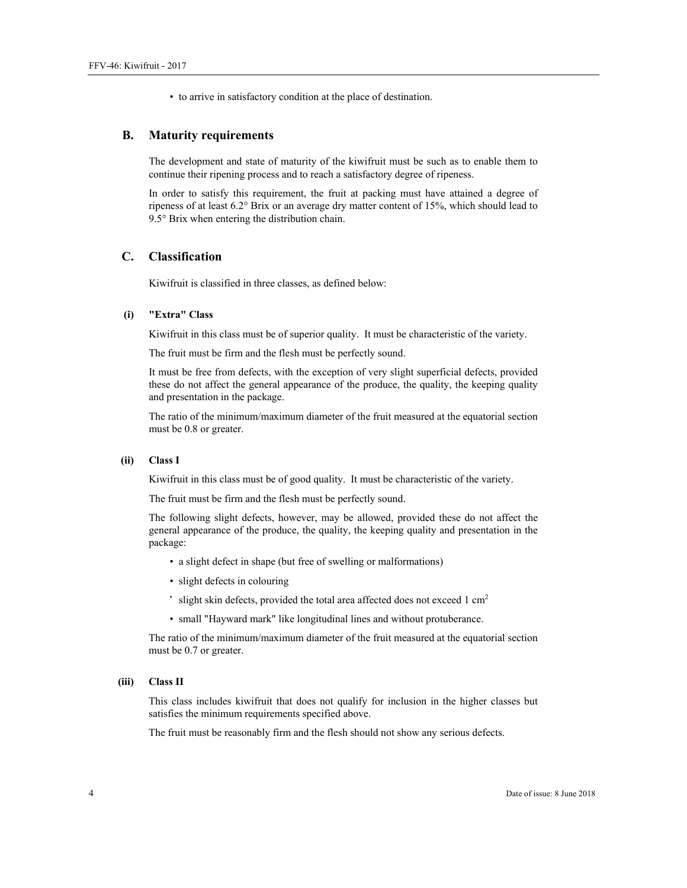- to arrive in satisfactory condition at the place of destination.

## B. Maturity requirements

The development and state of maturity of the kiwifruit must be such as to enable them to continue their ripening process and to reach a satisfactory degree of ripeness.

In order to satisfy this requirement, the fruit at packing must have attained a degree of ripeness of at least 6.2° Brix or an average dry matter content of 15%, which should lead to 9.5° Brix when entering the distribution chain.

## C. Classification

Kiwifruit is classified in three classes, as defined below:

### (i) "Extra" Class

Kiwifruit in this class must be of superior quality. It must be characteristic of the variety.

The fruit must be firm and the flesh must be perfectly sound.

It must be free from defects, with the exception of very slight superficial defects, provided these do not affect the general appearance of the produce, the quality, the keeping quality and presentation in the package.

The ratio of the minimum/maximum diameter of the fruit measured at the equatorial section must be 0.8 or greater.

### (ii) Class I

Kiwifruit in this class must be of good quality. It must be characteristic of the variety.

The fruit must be firm and the flesh must be perfectly sound.

The following slight defects, however, may be allowed, provided these do not affect the general appearance of the produce, the quality, the keeping quality and presentation in the package:

- a slight defect in shape (but free of swelling or malformations)
- slight defects in colouring
- slight skin defects, provided the total area affected does not exceed 1 $cm^2$
- small "Hayward mark" like longitudinal lines and without protuberance.

The ratio of the minimum/maximum diameter of the fruit measured at the equatorial section must be 0.7 or greater.

### (iii) Class II

This class includes kiwifruit that does not qualify for inclusion in the higher classes but satisfies the minimum requirements specified above.

The fruit must be reasonably firm and the flesh should not show any serious defects.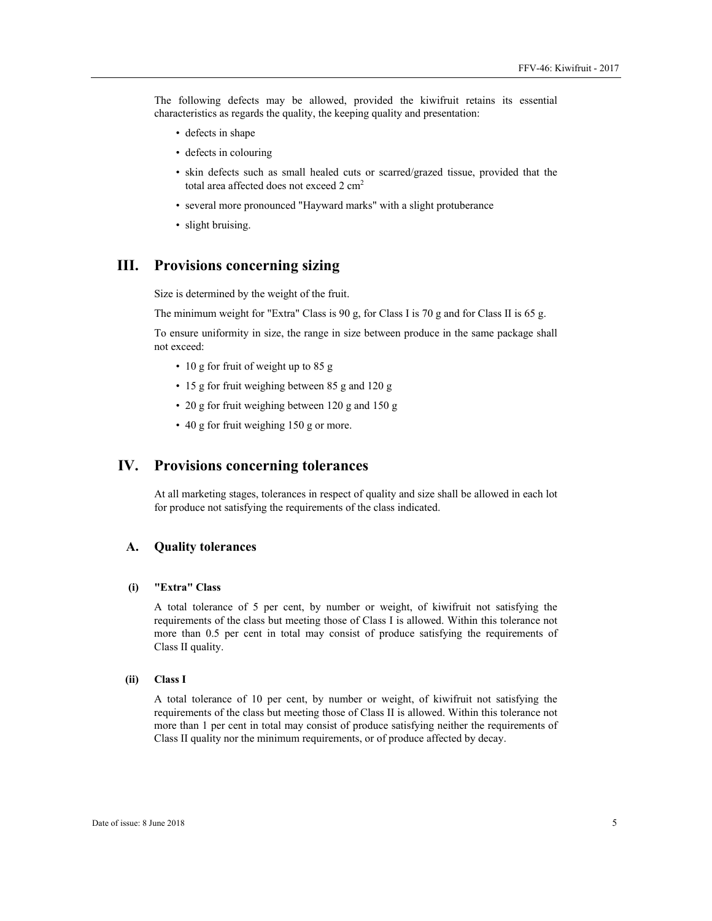The following defects may be allowed, provided the kiwifruit retains its essential characteristics as regards the quality, the keeping quality and presentation:

- defects in shape
- defects in colouring
- skin defects such as small healed cuts or scarred/grazed tissue, provided that the total area affected does not exceed 2 $cm^2$
- several more pronounced "Hayward marks" with a slight protuberance
- slight bruising.

# III. Provisions concerning sizing

Size is determined by the weight of the fruit.

The minimum weight for "Extra" Class is 90 g, for Class I is 70 g and for Class II is 65 g.

To ensure uniformity in size, the range in size between produce in the same package shall not exceed:

- 10 g for fruit of weight up to 85 g
- 15 g for fruit weighing between 85 g and 120 g
- 20 g for fruit weighing between 120 g and 150 g
- 40 g for fruit weighing 150 g or more.

# IV. Provisions concerning tolerances

At all marketing stages, tolerances in respect of quality and size shall be allowed in each lot for produce not satisfying the requirements of the class indicated.

## A. Quality tolerances

### (i) "Extra" Class

A total tolerance of 5 per cent, by number or weight, of kiwifruit not satisfying the requirements of the class but meeting those of Class I is allowed. Within this tolerance not more than 0.5 per cent in total may consist of produce satisfying the requirements of Class II quality.

### (ii) Class I

A total tolerance of 10 per cent, by number or weight, of kiwifruit not satisfying the requirements of the class but meeting those of Class II is allowed. Within this tolerance not more than 1 per cent in total may consist of produce satisfying neither the requirements of Class II quality nor the minimum requirements, or of produce affected by decay.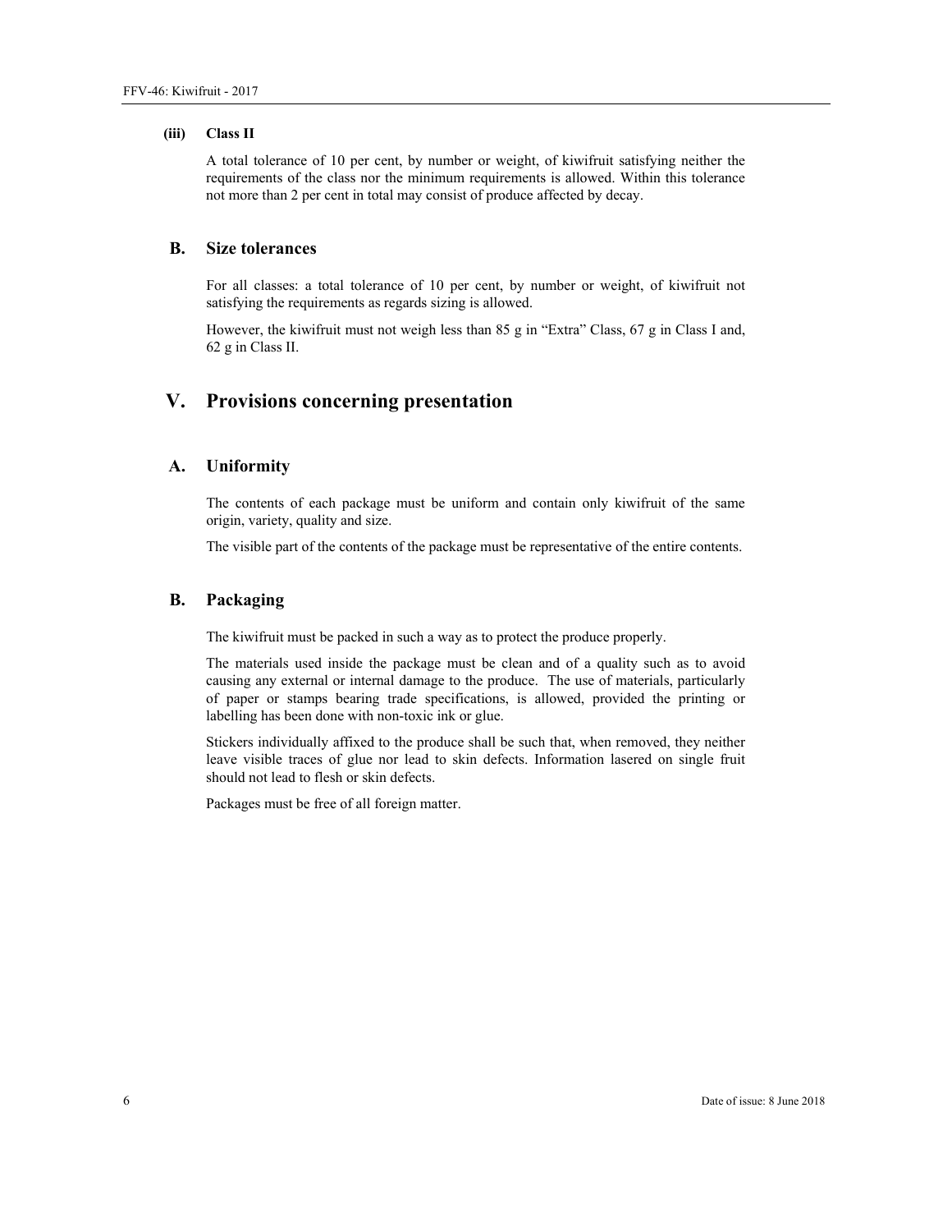#### (iii) Class II

A total tolerance of 10 per cent, by number or weight, of kiwifruit satisfying neither the requirements of the class nor the minimum requirements is allowed. Within this tolerance not more than 2 per cent in total may consist of produce affected by decay.

### B. Size tolerances

For all classes: a total tolerance of 10 per cent, by number or weight, of kiwifruit not satisfying the requirements as regards sizing is allowed.

However, the kiwifruit must not weigh less than 85 g in "Extra" Class, 67 g in Class I and, 62 g in Class II.

## V. Provisions concerning presentation

### A. Uniformity

The contents of each package must be uniform and contain only kiwifruit of the same origin, variety, quality and size.

The visible part of the contents of the package must be representative of the entire contents.

### B. Packaging

The kiwifruit must be packed in such a way as to protect the produce properly.

The materials used inside the package must be clean and of a quality such as to avoid causing any external or internal damage to the produce. The use of materials, particularly of paper or stamps bearing trade specifications, is allowed, provided the printing or labelling has been done with non-toxic ink or glue.

Stickers individually affixed to the produce shall be such that, when removed, they neither leave visible traces of glue nor lead to skin defects. Information lasered on single fruit should not lead to flesh or skin defects.

Packages must be free of all foreign matter.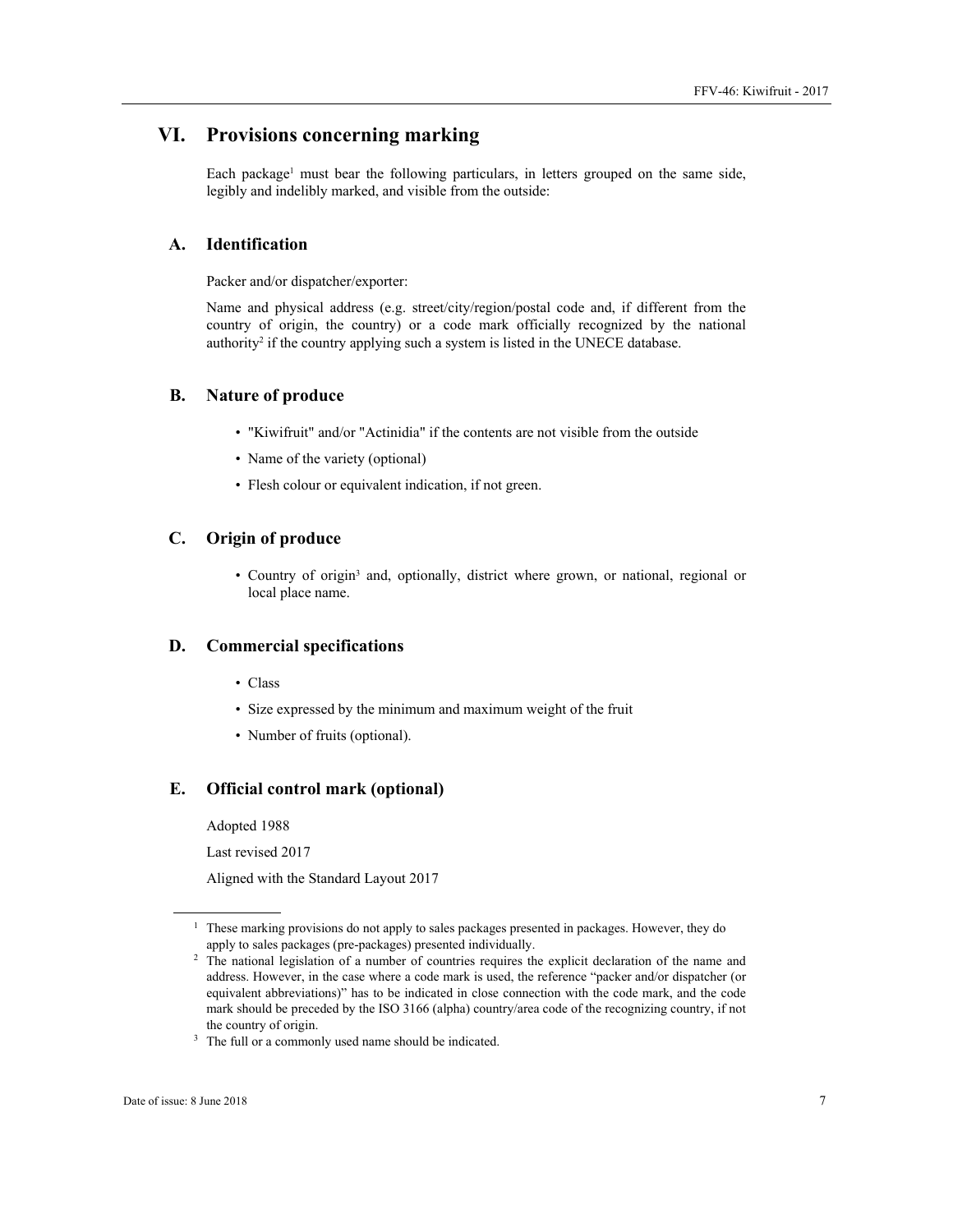# VI. Provisions concerning marking

Each package[1] must bear the following particulars, in letters grouped on the same side, legibly and indelibly marked, and visible from the outside:

## A. Identification

Packer and/or dispatcher/exporter:

Name and physical address (e.g. street/city/region/postal code and, if different from the country of origin, the country) or a code mark officially recognized by the national authority[2] if the country applying such a system is listed in the UNECE database.

## B. Nature of produce

- "Kiwifruit" and/or "Actinidia" if the contents are not visible from the outside
- Name of the variety (optional)
- Flesh colour or equivalent indication, if not green.

## C. Origin of produce

- Country of origin[3] and, optionally, district where grown, or national, regional or local place name.

## D. Commercial specifications

- Class
- Size expressed by the minimum and maximum weight of the fruit
- Number of fruits (optional).

## E. Official control mark (optional)

Adopted 1988

Last revised 2017

Aligned with the Standard Layout 2017

---

[1] These marking provisions do not apply to sales packages presented in packages. However, they do apply to sales packages (pre-packages) presented individually.

[2] The national legislation of a number of countries requires the explicit declaration of the name and address. However, in the case where a code mark is used, the reference "packer and/or dispatcher (or equivalent abbreviations)" has to be indicated in close connection with the code mark, and the code mark should be preceded by the ISO 3166 (alpha) country/area code of the recognizing country, if not the country of origin.

[3] The full or a commonly used name should be indicated.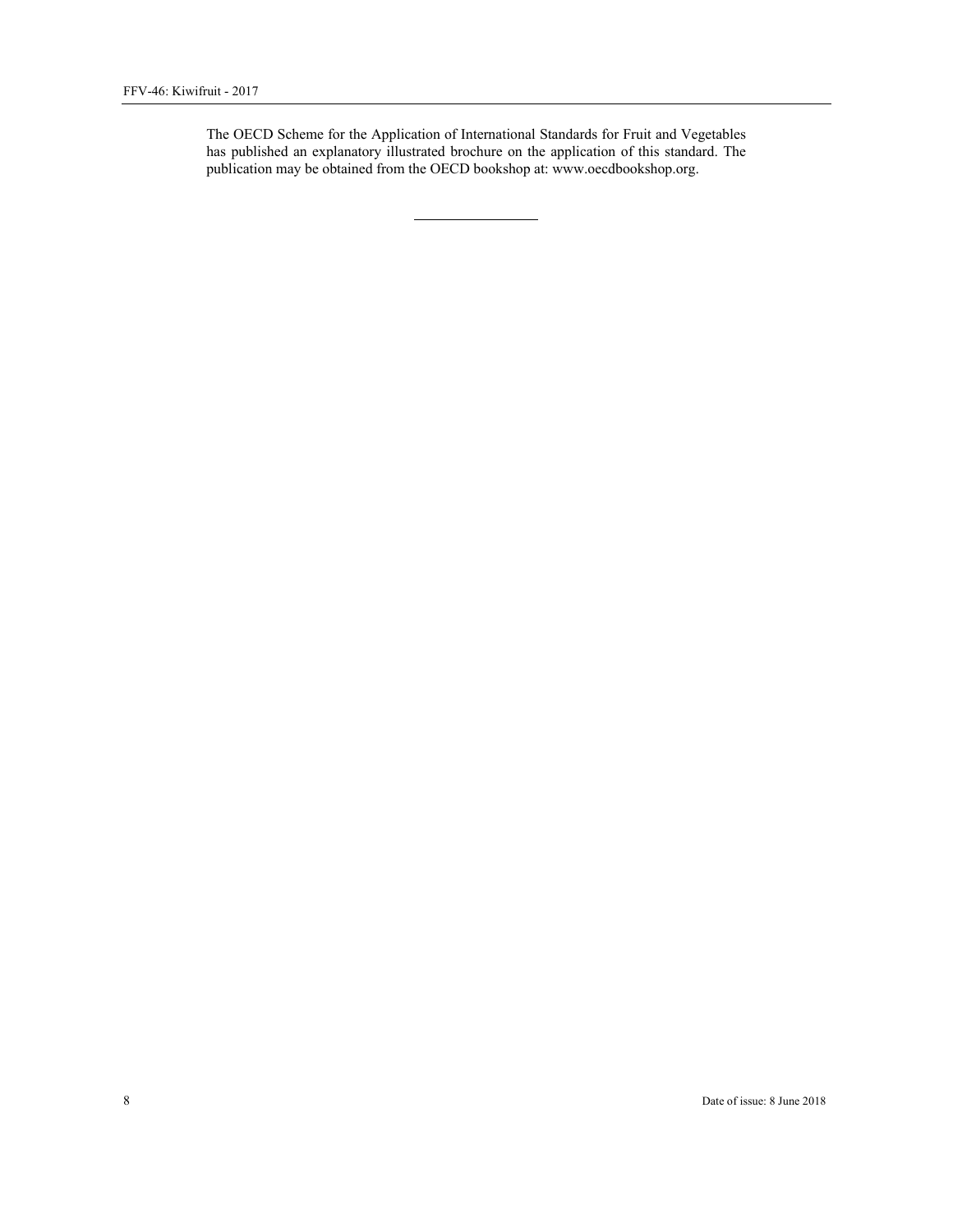The OECD Scheme for the Application of International Standards for Fruit and Vegetables has published an explanatory illustrated brochure on the application of this standard. The publication may be obtained from the OECD bookshop at: www.oecdbookshop.org.

---